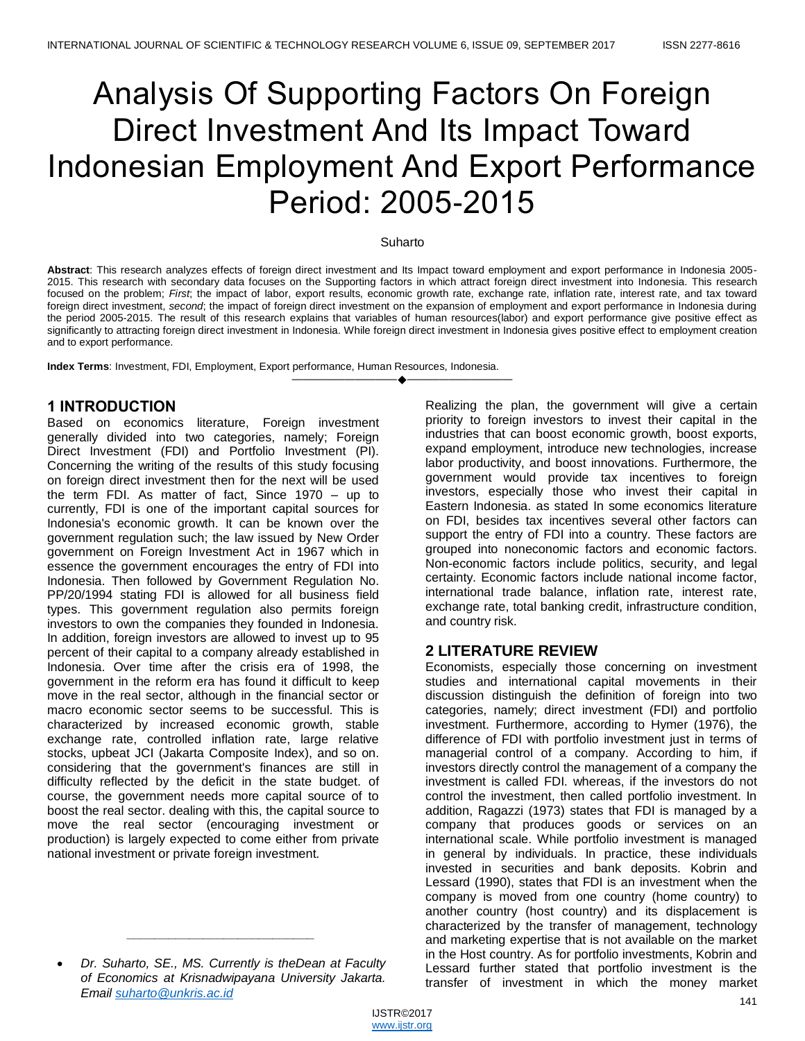# Analysis Of Supporting Factors On Foreign Direct Investment And Its Impact Toward Indonesian Employment And Export Performance Period: 2005-2015

Suharto

**Abstract**: This research analyzes effects of foreign direct investment and Its Impact toward employment and export performance in Indonesia 2005-2015. This research with secondary data focuses on the Supporting factors in which attract foreign direct investment into Indonesia. This research focused on the problem; *First*; the impact of labor, export results, economic growth rate, exchange rate, inflation rate, interest rate, and tax toward foreign direct investment, *second*; the impact of foreign direct investment on the expansion of employment and export performance in Indonesia during the period 2005-2015. The result of this research explains that variables of human resources(labor) and export performance give positive effect as significantly to attracting foreign direct investment in Indonesia. While foreign direct investment in Indonesia gives positive effect to employment creation and to export performance.

**Index Terms**: Investment, FDI, Employment, Export performance, Human Resources, Indonesia.

## 1 INTRODUCTION

Based on economics literature, Foreign investment generally divided into two categories, namely; Foreign Direct Investment (FDI) and Portfolio Investment (PI). Concerning the writing of the results of this study focusing on foreign direct investment then for the next will be used the term FDI. As matter of fact, Since 1970 – up to currently, FDI is one of the important capital sources for Indonesia's economic growth. It can be known over the government regulation such; the law issued by New Order government on Foreign Investment Act in 1967 which in essence the government encourages the entry of FDI into Indonesia. Then followed by Government Regulation No. PP/20/1994 stating FDI is allowed for all business field types. This government regulation also permits foreign investors to own the companies they founded in Indonesia. In addition, foreign investors are allowed to invest up to 95 percent of their capital to a company already established in Indonesia. Over time after the crisis era of 1998, the government in the reform era has found it difficult to keep move in the real sector, although in the financial sector or macro economic sector seems to be successful. This is characterized by increased economic growth, stable exchange rate, controlled inflation rate, large relative stocks, upbeat JCI (Jakarta Composite Index), and so on. considering that the government's finances are still in difficulty reflected by the deficit in the state budget. of course, the government needs more capital source of to boost the real sector. dealing with this, the capital source to move the real sector (encouraging investment or production) is largely expected to come either from private national investment or private foreign investment.

- *Dr. Suharto, SE., MS. Currently is theDean at Faculty of Economics at Krisnadwipayana University Jakarta. Email suharto@unkris.ac.id*

Realizing the plan, the government will give a certain priority to foreign investors to invest their capital in the industries that can boost economic growth, boost exports, expand employment, introduce new technologies, increase labor productivity, and boost innovations. Furthermore, the government would provide tax incentives to foreign investors, especially those who invest their capital in Eastern Indonesia. as stated In some economics literature on FDI, besides tax incentives several other factors can support the entry of FDI into a country. These factors are grouped into noneconomic factors and economic factors. Non-economic factors include politics, security, and legal certainty. Economic factors include national income factor, international trade balance, inflation rate, interest rate, exchange rate, total banking credit, infrastructure condition, and country risk.

## 2 LITERATURE REVIEW

Economists, especially those concerning on investment studies and international capital movements in their discussion distinguish the definition of foreign into two categories, namely; direct investment (FDI) and portfolio investment. Furthermore, according to Hymer (1976), the difference of FDI with portfolio investment just in terms of managerial control of a company. According to him, if investors directly control the management of a company the investment is called FDI. whereas, if the investors do not control the investment, then called portfolio investment. In addition, Ragazzi (1973) states that FDI is managed by a company that produces goods or services on an international scale. While portfolio investment is managed in general by individuals. In practice, these individuals invested in securities and bank deposits. Kobrin and Lessard (1990), states that FDI is an investment when the company is moved from one country (home country) to another country (host country) and its displacement is characterized by the transfer of management, technology and marketing expertise that is not available on the market in the Host country. As for portfolio investments, Kobrin and Lessard further stated that portfolio investment is the transfer of investment in which the money market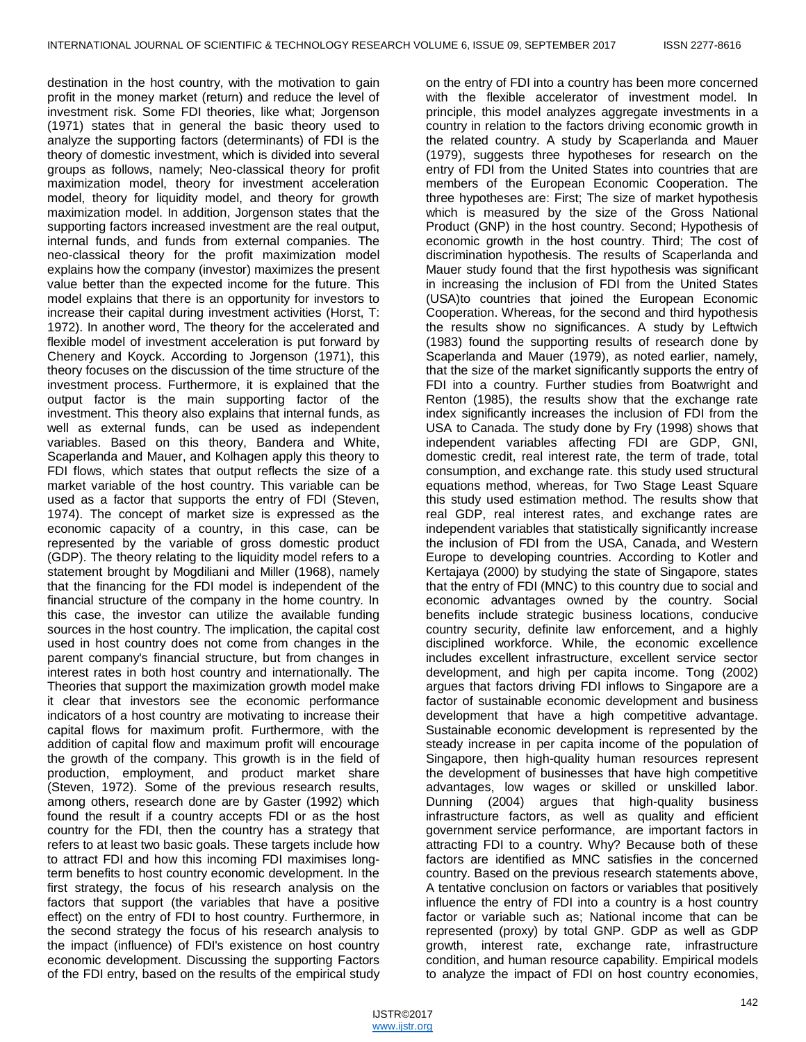destination in the host country, with the motivation to gain profit in the money market (return) and reduce the level of investment risk. Some FDI theories, like what; Jorgenson (1971) states that in general the basic theory used to analyze the supporting factors (determinants) of FDI is the theory of domestic investment, which is divided into several groups as follows, namely; Neo-classical theory for profit maximization model, theory for investment acceleration model, theory for liquidity model, and theory for growth maximization model. In addition, Jorgenson states that the supporting factors increased investment are the real output, internal funds, and funds from external companies. The neo-classical theory for the profit maximization model explains how the company (investor) maximizes the present value better than the expected income for the future. This model explains that there is an opportunity for investors to increase their capital during investment activities (Horst, T: 1972). In another word, The theory for the accelerated and flexible model of investment acceleration is put forward by Chenery and Koyck. According to Jorgenson (1971), this theory focuses on the discussion of the time structure of the investment process. Furthermore, it is explained that the output factor is the main supporting factor of the investment. This theory also explains that internal funds, as well as external funds, can be used as independent variables. Based on this theory, Bandera and White, Scaperlanda and Mauer, and Kolhagen apply this theory to FDI flows, which states that output reflects the size of a market variable of the host country. This variable can be used as a factor that supports the entry of FDI (Steven, 1974). The concept of market size is expressed as the economic capacity of a country, in this case, can be represented by the variable of gross domestic product (GDP). The theory relating to the liquidity model refers to a statement brought by Mogdiliani and Miller (1968), namely that the financing for the FDI model is independent of the financial structure of the company in the home country. In this case, the investor can utilize the available funding sources in the host country. The implication, the capital cost used in host country does not come from changes in the parent company's financial structure, but from changes in interest rates in both host country and internationally. The Theories that support the maximization growth model make it clear that investors see the economic performance indicators of a host country are motivating to increase their capital flows for maximum profit. Furthermore, with the addition of capital flow and maximum profit will encourage the growth of the company. This growth is in the field of production, employment, and product market share (Steven, 1972). Some of the previous research results, among others, research done are by Gaster (1992) which found the result if a country accepts FDI or as the host country for the FDI, then the country has a strategy that refers to at least two basic goals. These targets include how to attract FDI and how this incoming FDI maximises long-term benefits to host country economic development. In the first strategy, the focus of his research analysis on the factors that support (the variables that have a positive effect) on the entry of FDI to host country. Furthermore, in the second strategy the focus of his research analysis to the impact (influence) of FDI's existence on host country economic development. Discussing the supporting Factors of the FDI entry, based on the results of the empirical study on the entry of FDI into a country has been more concerned with the flexible accelerator of investment model. In principle, this model analyzes aggregate investments in a country in relation to the factors driving economic growth in the related country. A study by Scaperlanda and Mauer (1979), suggests three hypotheses for research on the entry of FDI from the United States into countries that are members of the European Economic Cooperation. The three hypotheses are: First; The size of market hypothesis which is measured by the size of the Gross National Product (GNP) in the host country. Second; Hypothesis of economic growth in the host country. Third; The cost of discrimination hypothesis. The results of Scaperlanda and Mauer study found that the first hypothesis was significant in increasing the inclusion of FDI from the United States (USA)to countries that joined the European Economic Cooperation. Whereas, for the second and third hypothesis the results show no significances. A study by Leftwich (1983) found the supporting results of research done by Scaperlanda and Mauer (1979), as noted earlier, namely, that the size of the market significantly supports the entry of FDI into a country. Further studies from Boatwright and Renton (1985), the results show that the exchange rate index significantly increases the inclusion of FDI from the USA to Canada. The study done by Fry (1998) shows that independent variables affecting FDI are GDP, GNI, domestic credit, real interest rate, the term of trade, total consumption, and exchange rate. this study used structural equations method, whereas, for Two Stage Least Square this study used estimation method. The results show that real GDP, real interest rates, and exchange rates are independent variables that statistically significantly increase the inclusion of FDI from the USA, Canada, and Western Europe to developing countries. According to Kotler and Kertajaya (2000) by studying the state of Singapore, states that the entry of FDI (MNC) to this country due to social and economic advantages owned by the country. Social benefits include strategic business locations, conducive country security, definite law enforcement, and a highly disciplined workforce. While, the economic excellence includes excellent infrastructure, excellent service sector development, and high per capita income. Tong (2002) argues that factors driving FDI inflows to Singapore are a factor of sustainable economic development and business development that have a high competitive advantage. Sustainable economic development is represented by the steady increase in per capita income of the population of Singapore, then high-quality human resources represent the development of businesses that have high competitive advantages, low wages or skilled or unskilled labor. Dunning (2004) argues that high-quality business infrastructure factors, as well as quality and efficient government service performance, are important factors in attracting FDI to a country. Why? Because both of these factors are identified as MNC satisfies in the concerned country. Based on the previous research statements above, A tentative conclusion on factors or variables that positively influence the entry of FDI into a country is a host country factor or variable such as; National income that can be represented (proxy) by total GNP. GDP as well as GDP growth, interest rate, exchange rate, infrastructure condition, and human resource capability. Empirical models to analyze the impact of FDI on host country economies,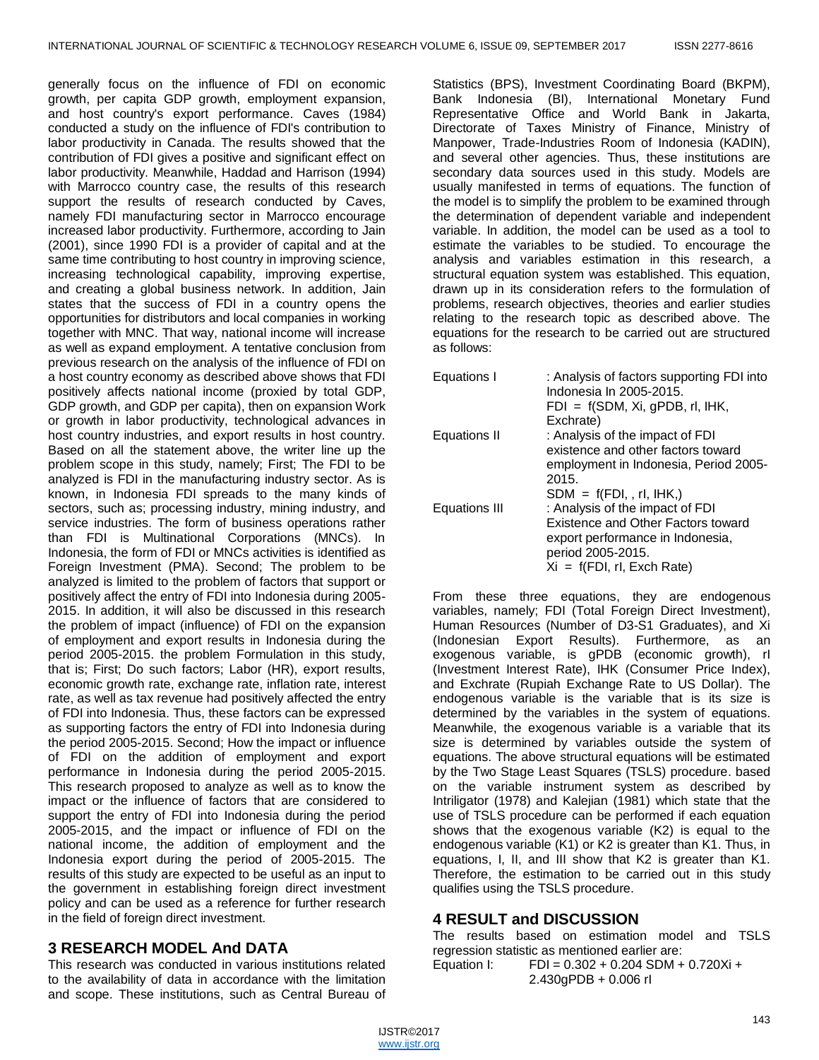generally focus on the influence of FDI on economic growth, per capita GDP growth, employment expansion, and host country's export performance. Caves (1984) conducted a study on the influence of FDI's contribution to labor productivity in Canada. The results showed that the contribution of FDI gives a positive and significant effect on labor productivity. Meanwhile, Haddad and Harrison (1994) with Marrocco country case, the results of this research support the results of research conducted by Caves, namely FDI manufacturing sector in Marrocco encourage increased labor productivity. Furthermore, according to Jain (2001), since 1990 FDI is a provider of capital and at the same time contributing to host country in improving science, increasing technological capability, improving expertise, and creating a global business network. In addition, Jain states that the success of FDI in a country opens the opportunities for distributors and local companies in working together with MNC. That way, national income will increase as well as expand employment. A tentative conclusion from previous research on the analysis of the influence of FDI on a host country economy as described above shows that FDI positively affects national income (proxied by total GDP, GDP growth, and GDP per capita), then on expansion Work or growth in labor productivity, technological advances in host country industries, and export results in host country. Based on all the statement above, the writer line up the problem scope in this study, namely; First; The FDI to be analyzed is FDI in the manufacturing industry sector. As is known, in Indonesia FDI spreads to the many kinds of sectors, such as; processing industry, mining industry, and service industries. The form of business operations rather than FDI is Multinational Corporations (MNCs). In Indonesia, the form of FDI or MNCs activities is identified as Foreign Investment (PMA). Second; The problem to be analyzed is limited to the problem of factors that support or positively affect the entry of FDI into Indonesia during 2005-2015. In addition, it will also be discussed in this research the problem of impact (influence) of FDI on the expansion of employment and export results in Indonesia during the period 2005-2015. the problem Formulation in this study, that is; First; Do such factors; Labor (HR), export results, economic growth rate, exchange rate, inflation rate, interest rate, as well as tax revenue had positively affected the entry of FDI into Indonesia. Thus, these factors can be expressed as supporting factors the entry of FDI into Indonesia during the period 2005-2015. Second; How the impact or influence of FDI on the addition of employment and export performance in Indonesia during the period 2005-2015. This research proposed to analyze as well as to know the impact or the influence of factors that are considered to support the entry of FDI into Indonesia during the period 2005-2015, and the impact or influence of FDI on the national income, the addition of employment and the Indonesia export during the period of 2005-2015. The results of this study are expected to be useful as an input to the government in establishing foreign direct investment policy and can be used as a reference for further research in the field of foreign direct investment.

## 3 RESEARCH MODEL And DATA

This research was conducted in various institutions related to the availability of data in accordance with the limitation and scope. These institutions, such as Central Bureau of Statistics (BPS), Investment Coordinating Board (BKPM), Bank Indonesia (BI), International Monetary Fund Representative Office and World Bank in Jakarta, Directorate of Taxes Ministry of Finance, Ministry of Manpower, Trade-Industries Room of Indonesia (KADIN), and several other agencies. Thus, these institutions are secondary data sources used in this study. Models are usually manifested in terms of equations. The function of the model is to simplify the problem to be examined through the determination of dependent variable and independent variable. In addition, the model can be used as a tool to estimate the variables to be studied. To encourage the analysis and variables estimation in this research, a structural equation system was established. This equation, drawn up in its consideration refers to the formulation of problems, research objectives, theories and earlier studies relating to the research topic as described above. The equations for the research to be carried out are structured as follows:

Equations I : Analysis of factors supporting FDI into Indonesia In 2005-2015.
FDI = f(SDM, Xi, gPDB, rI, IHK, Exchrate)

Equations II : Analysis of the impact of FDI existence and other factors toward employment in Indonesia, Period 2005-2015.
SDM = f(FDI, , rI, IHK,)

Equations III : Analysis of the impact of FDI Existence and Other Factors toward export performance in Indonesia, period 2005-2015.
Xi = f(FDI, rI, Exch Rate)

From these three equations, they are endogenous variables, namely; FDI (Total Foreign Direct Investment), Human Resources (Number of D3-S1 Graduates), and Xi (Indonesian Export Results). Furthermore, as an exogenous variable, is gPDB (economic growth), rI (Investment Interest Rate), IHK (Consumer Price Index), and Exchrate (Rupiah Exchange Rate to US Dollar). The endogenous variable is the variable that is its size is determined by the variables in the system of equations. Meanwhile, the exogenous variable is a variable that its size is determined by variables outside the system of equations. The above structural equations will be estimated by the Two Stage Least Squares (TSLS) procedure. based on the variable instrument system as described by Intriligator (1978) and Kalejian (1981) which state that the use of TSLS procedure can be performed if each equation shows that the exogenous variable (K2) is equal to the endogenous variable (K1) or K2 is greater than K1. Thus, in equations, I, II, and III show that K2 is greater than K1. Therefore, the estimation to be carried out in this study qualifies using the TSLS procedure.

## 4 RESULT and DISCUSSION

The results based on estimation model and TSLS regression statistic as mentioned earlier are:

Equation I: $FDI = 0.302 + 0.204\,SDM + 0.720Xi + 2.430gPDB + 0.006\,rI$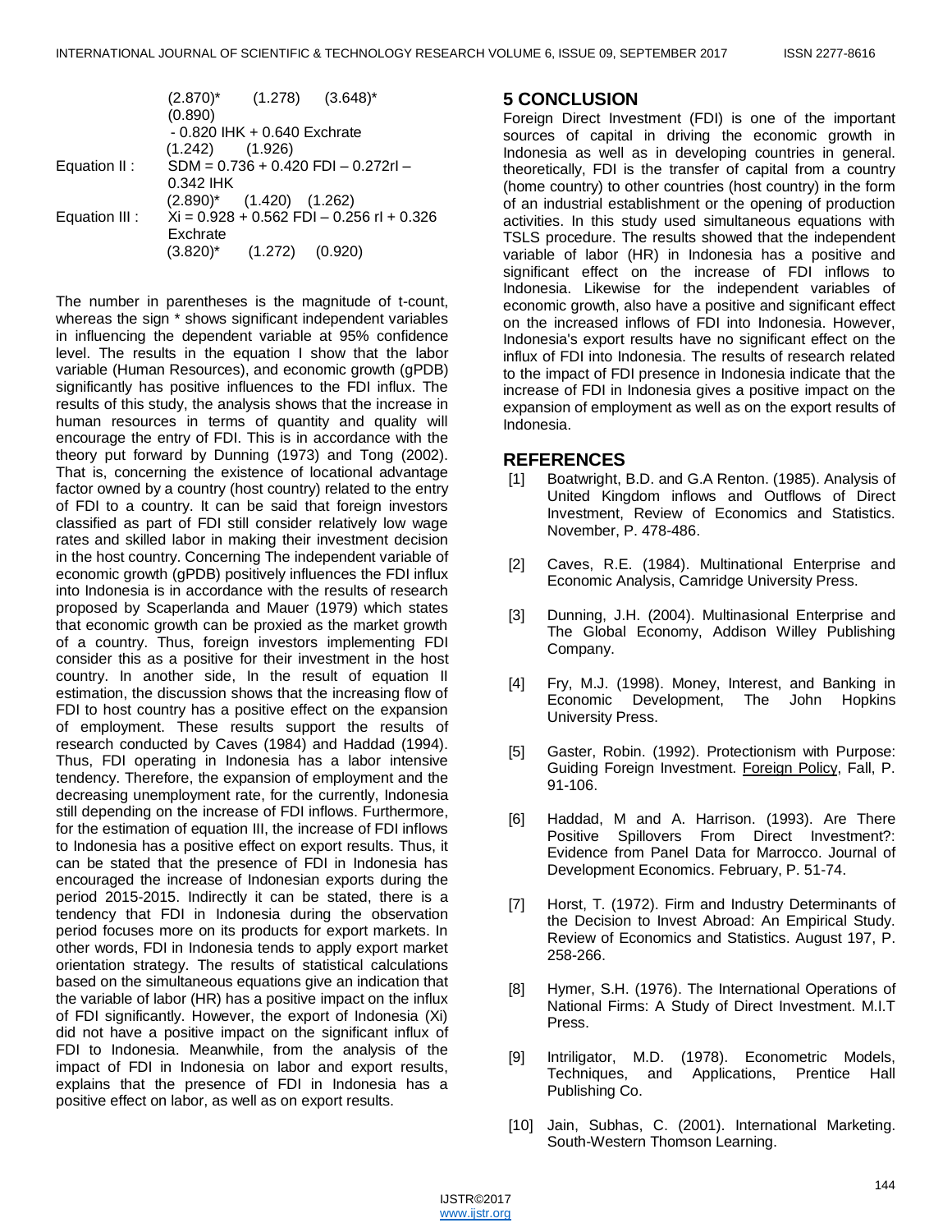(2.870)* (1.278) (3.648)* (0.890)

$- 0.820\ IHK + 0.640\ Exchrate$

(1.242) (1.926)

Equation II : $SDM = 0.736 + 0.420\ FDI - 0.272 rI - 0.342\ IHK$

(2.890)* (1.420) (1.262)

Equation III : $Xi = 0.928 + 0.562\ FDI - 0.256\ rI + 0.326\ Exchrate$

(3.820)* (1.272) (0.920)

The number in parentheses is the magnitude of t-count, whereas the sign * shows significant independent variables in influencing the dependent variable at 95% confidence level. The results in the equation I show that the labor variable (Human Resources), and economic growth (gPDB) significantly has positive influences to the FDI influx. The results of this study, the analysis shows that the increase in human resources in terms of quantity and quality will encourage the entry of FDI. This is in accordance with the theory put forward by Dunning (1973) and Tong (2002). That is, concerning the existence of locational advantage factor owned by a country (host country) related to the entry of FDI to a country. It can be said that foreign investors classified as part of FDI still consider relatively low wage rates and skilled labor in making their investment decision in the host country. Concerning The independent variable of economic growth (gPDB) positively influences the FDI influx into Indonesia is in accordance with the results of research proposed by Scaperlanda and Mauer (1979) which states that economic growth can be proxied as the market growth of a country. Thus, foreign investors implementing FDI consider this as a positive for their investment in the host country. In another side, In the result of equation II estimation, the discussion shows that the increasing flow of FDI to host country has a positive effect on the expansion of employment. These results support the results of research conducted by Caves (1984) and Haddad (1994). Thus, FDI operating in Indonesia has a labor intensive tendency. Therefore, the expansion of employment and the decreasing unemployment rate, for the currently, Indonesia still depending on the increase of FDI inflows. Furthermore, for the estimation of equation III, the increase of FDI inflows to Indonesia has a positive effect on export results. Thus, it can be stated that the presence of FDI in Indonesia has encouraged the increase of Indonesian exports during the period 2015-2015. Indirectly it can be stated, there is a tendency that FDI in Indonesia during the observation period focuses more on its products for export markets. In other words, FDI in Indonesia tends to apply export market orientation strategy. The results of statistical calculations based on the simultaneous equations give an indication that the variable of labor (HR) has a positive impact on the influx of FDI significantly. However, the export of Indonesia (Xi) did not have a positive impact on the significant influx of FDI to Indonesia. Meanwhile, from the analysis of the impact of FDI in Indonesia on labor and export results, explains that the presence of FDI in Indonesia has a positive effect on labor, as well as on export results.

## 5 CONCLUSION

Foreign Direct Investment (FDI) is one of the important sources of capital in driving the economic growth in Indonesia as well as in developing countries in general. theoretically, FDI is the transfer of capital from a country (home country) to other countries (host country) in the form of an industrial establishment or the opening of production activities. In this study used simultaneous equations with TSLS procedure. The results showed that the independent variable of labor (HR) in Indonesia has a positive and significant effect on the increase of FDI inflows to Indonesia. Likewise for the independent variables of economic growth, also have a positive and significant effect on the increased inflows of FDI into Indonesia. However, Indonesia's export results have no significant effect on the influx of FDI into Indonesia. The results of research related to the impact of FDI presence in Indonesia indicate that the increase of FDI in Indonesia gives a positive impact on the expansion of employment as well as on the export results of Indonesia.

## REFERENCES

[1] Boatwright, B.D. and G.A Renton. (1985). Analysis of United Kingdom inflows and Outflows of Direct Investment, Review of Economics and Statistics. November, P. 478-486.

[2] Caves, R.E. (1984). Multinational Enterprise and Economic Analysis, Camridge University Press.

[3] Dunning, J.H. (2004). Multinasional Enterprise and The Global Economy, Addison Willey Publishing Company.

[4] Fry, M.J. (1998). Money, Interest, and Banking in Economic Development, The John Hopkins University Press.

[5] Gaster, Robin. (1992). Protectionism with Purpose: Guiding Foreign Investment. Foreign Policy, Fall, P. 91-106.

[6] Haddad, M and A. Harrison. (1993). Are There Positive Spillovers From Direct Investment?: Evidence from Panel Data for Marrocco. Journal of Development Economics. February, P. 51-74.

[7] Horst, T. (1972). Firm and Industry Determinants of the Decision to Invest Abroad: An Empirical Study. Review of Economics and Statistics. August 197, P. 258-266.

[8] Hymer, S.H. (1976). The International Operations of National Firms: A Study of Direct Investment. M.I.T Press.

[9] Intriligator, M.D. (1978). Econometric Models, Techniques, and Applications, Prentice Hall Publishing Co.

[10] Jain, Subhas, C. (2001). International Marketing. South-Western Thomson Learning.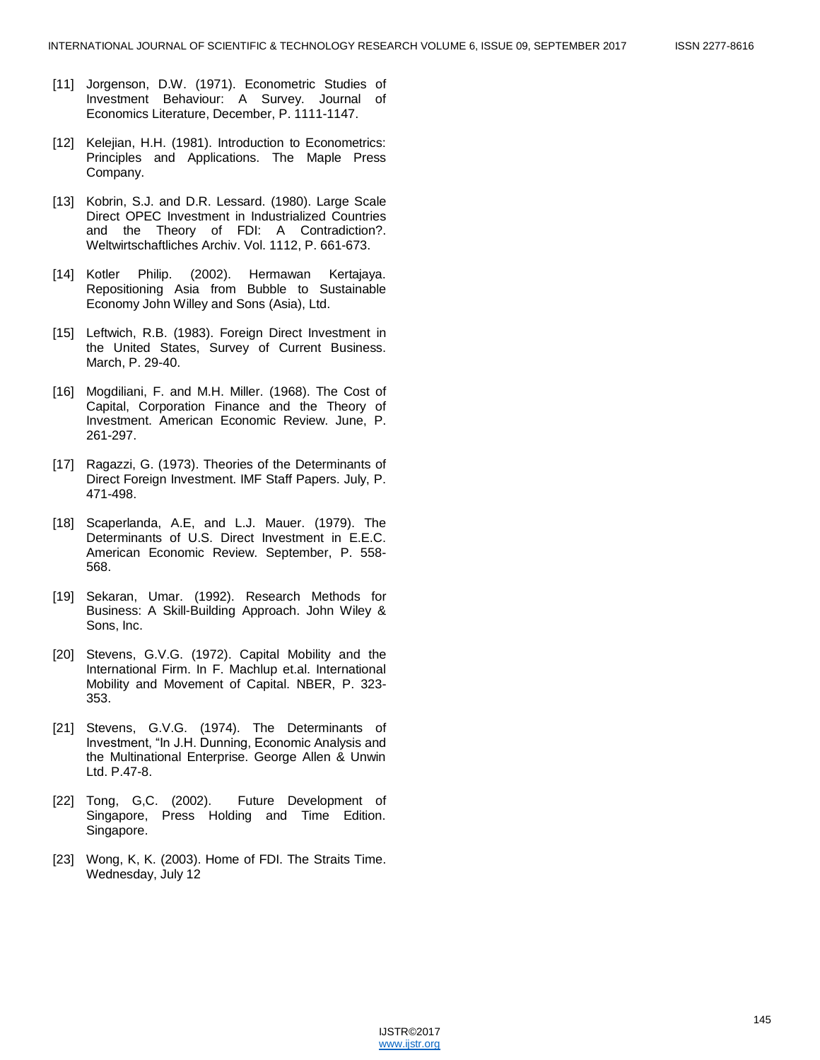[11] Jorgenson, D.W. (1971). Econometric Studies of Investment Behaviour: A Survey. Journal of Economics Literature, December, P. 1111-1147.

[12] Kelejian, H.H. (1981). Introduction to Econometrics: Principles and Applications. The Maple Press Company.

[13] Kobrin, S.J. and D.R. Lessard. (1980). Large Scale Direct OPEC Investment in Industrialized Countries and the Theory of FDI: A Contradiction?. Weltwirtschaftliches Archiv. Vol. 1112, P. 661-673.

[14] Kotler Philip. (2002). Hermawan Kertajaya. Repositioning Asia from Bubble to Sustainable Economy John Willey and Sons (Asia), Ltd.

[15] Leftwich, R.B. (1983). Foreign Direct Investment in the United States, Survey of Current Business. March, P. 29-40.

[16] Mogdiliani, F. and M.H. Miller. (1968). The Cost of Capital, Corporation Finance and the Theory of Investment. American Economic Review. June, P. 261-297.

[17] Ragazzi, G. (1973). Theories of the Determinants of Direct Foreign Investment. IMF Staff Papers. July, P. 471-498.

[18] Scaperlanda, A.E, and L.J. Mauer. (1979). The Determinants of U.S. Direct Investment in E.E.C. American Economic Review. September, P. 558-568.

[19] Sekaran, Umar. (1992). Research Methods for Business: A Skill-Building Approach. John Wiley & Sons, Inc.

[20] Stevens, G.V.G. (1972). Capital Mobility and the International Firm. In F. Machlup et.al. International Mobility and Movement of Capital. NBER, P. 323-353.

[21] Stevens, G.V.G. (1974). The Determinants of Investment, "In J.H. Dunning, Economic Analysis and the Multinational Enterprise. George Allen & Unwin Ltd. P.47-8.

[22] Tong, G,C. (2002). Future Development of Singapore, Press Holding and Time Edition. Singapore.

[23] Wong, K, K. (2003). Home of FDI. The Straits Time. Wednesday, July 12